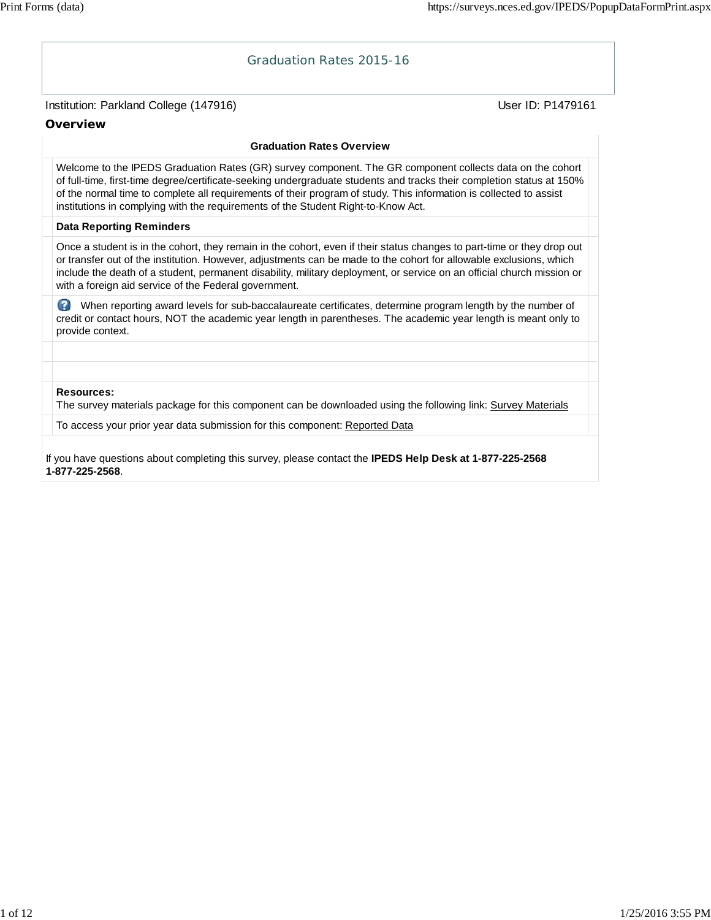# Graduation Rates 2015-16

Institution: Parkland College (147916) User ID: P1479161

## Overview

### Graduation Rates Overview

Welcome to the IPEDS Graduation Rates (GR) survey component. The GR component collects data on the cohort of full-time, first-time degree/certificate-seeking undergraduate students and tracks their completion status at 150% of the normal time to complete all requirements of their program of study. This information is collected to assist institutions in complying with the requirements of the Student Right-to-Know Act.

**Data Reporting Reminders**

Once a student is in the cohort, they remain in the cohort, even if their status changes to part-time or they drop out or transfer out of the institution. However, adjustments can be made to the cohort for allowable exclusions, which include the death of a student, permanent disability, military deployment, or service on an official church mission or with a foreign aid service of the Federal government.

When reporting award levels for sub-baccalaureate certificates, determine program length by the number of credit or contact hours, NOT the academic year length in parentheses. The academic year length is meant only to provide context.

**Resources:**
The survey materials package for this component can be downloaded using the following link: Survey Materials

To access your prior year data submission for this component: Reported Data

If you have questions about completing this survey, please contact the **IPEDS Help Desk at 1-877-225-2568 1-877-225-2568**.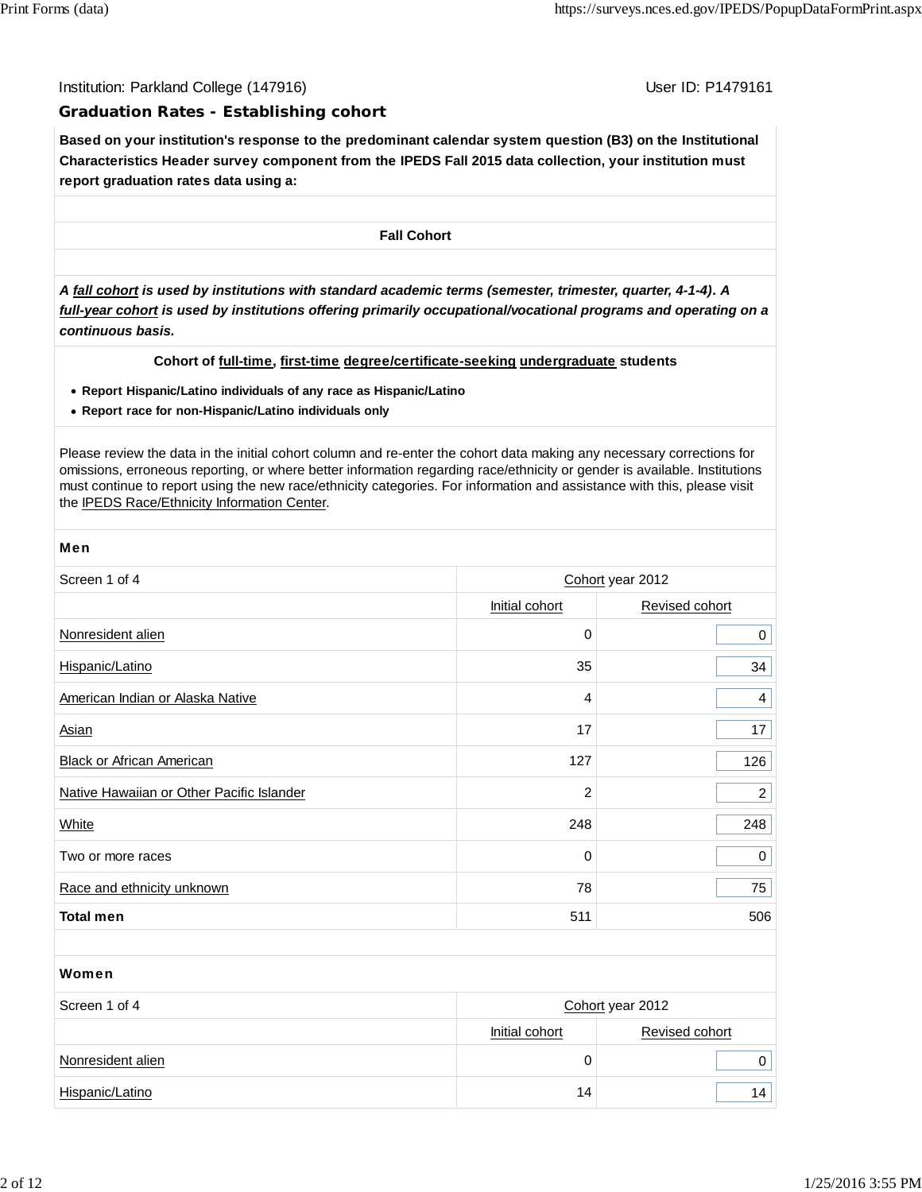Institution: Parkland College (147916) User ID: P1479161

## Graduation Rates - Establishing cohort

**Based on your institution's response to the predominant calendar system question (B3) on the Institutional Characteristics Header survey component from the IPEDS Fall 2015 data collection, your institution must report graduation rates data using a:**

**Fall Cohort**

***A fall cohort is used by institutions with standard academic terms (semester, trimester, quarter, 4-1-4). A full-year cohort is used by institutions offering primarily occupational/vocational programs and operating on a continuous basis.***

**Cohort of full-time, first-time degree/certificate-seeking undergraduate students**

- **Report Hispanic/Latino individuals of any race as Hispanic/Latino**
- **Report race for non-Hispanic/Latino individuals only**

Please review the data in the initial cohort column and re-enter the cohort data making any necessary corrections for omissions, erroneous reporting, or where better information regarding race/ethnicity or gender is available. Institutions must continue to report using the new race/ethnicity categories. For information and assistance with this, please visit the IPEDS Race/Ethnicity Information Center.

**Men**

| Screen 1 of 4 | Cohort year 2012 | |
|---|---|---|
| | Initial cohort | Revised cohort |
| Nonresident alien | 0 | 0 |
| Hispanic/Latino | 35 | 34 |
| American Indian or Alaska Native | 4 | 4 |
| Asian | 17 | 17 |
| Black or African American | 127 | 126 |
| Native Hawaiian or Other Pacific Islander | 2 | 2 |
| White | 248 | 248 |
| Two or more races | 0 | 0 |
| Race and ethnicity unknown | 78 | 75 |
| **Total men** | 511 | 506 |

**Women**

| Screen 1 of 4 | Cohort year 2012 | |
|---|---|---|
| | Initial cohort | Revised cohort |
| Nonresident alien | 0 | 0 |
| Hispanic/Latino | 14 | 14 |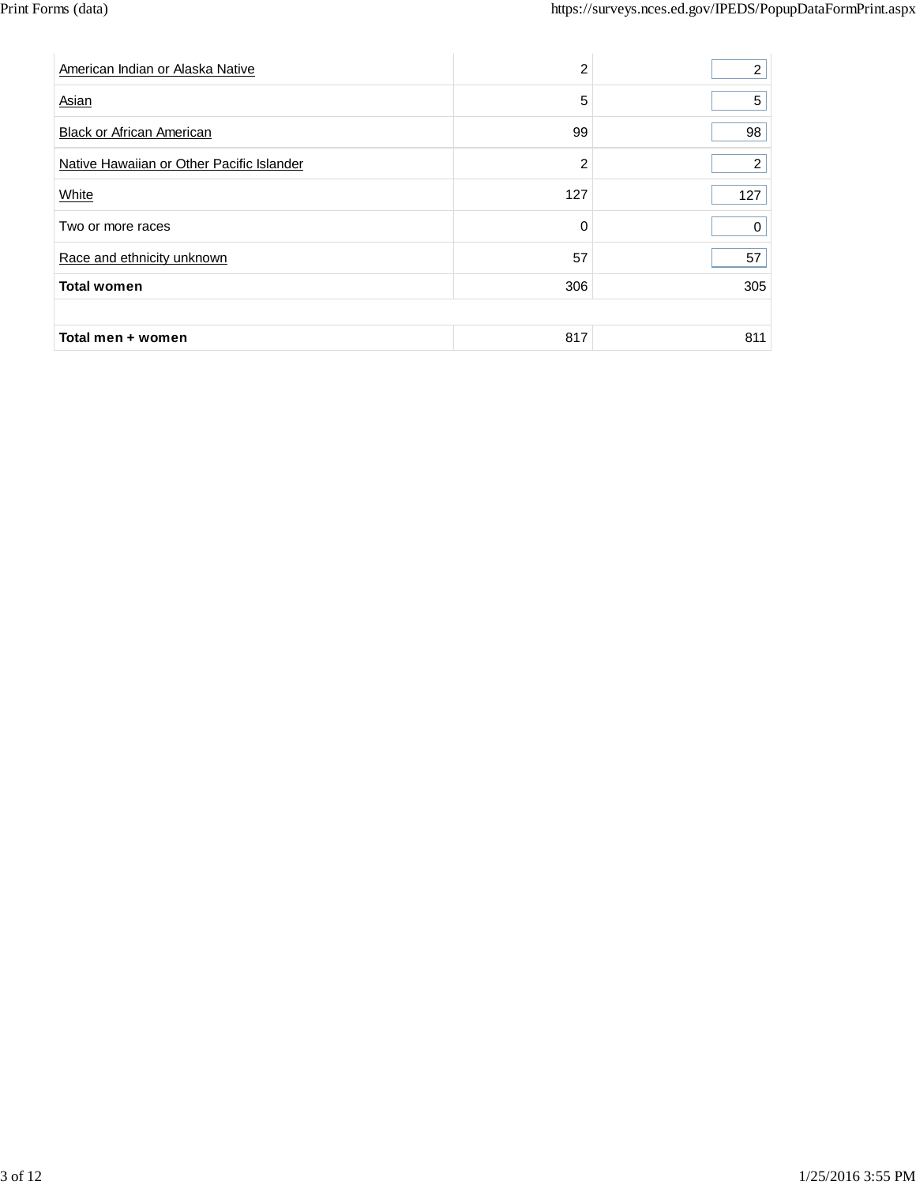| | | |
|---|---|---|
| American Indian or Alaska Native | 2 | 2 |
| Asian | 5 | 5 |
| Black or African American | 99 | 98 |
| Native Hawaiian or Other Pacific Islander | 2 | 2 |
| White | 127 | 127 |
| Two or more races | 0 | 0 |
| Race and ethnicity unknown | 57 | 57 |
| **Total women** | 306 | 305 |
| | | |
| **Total men + women** | 817 | 811 |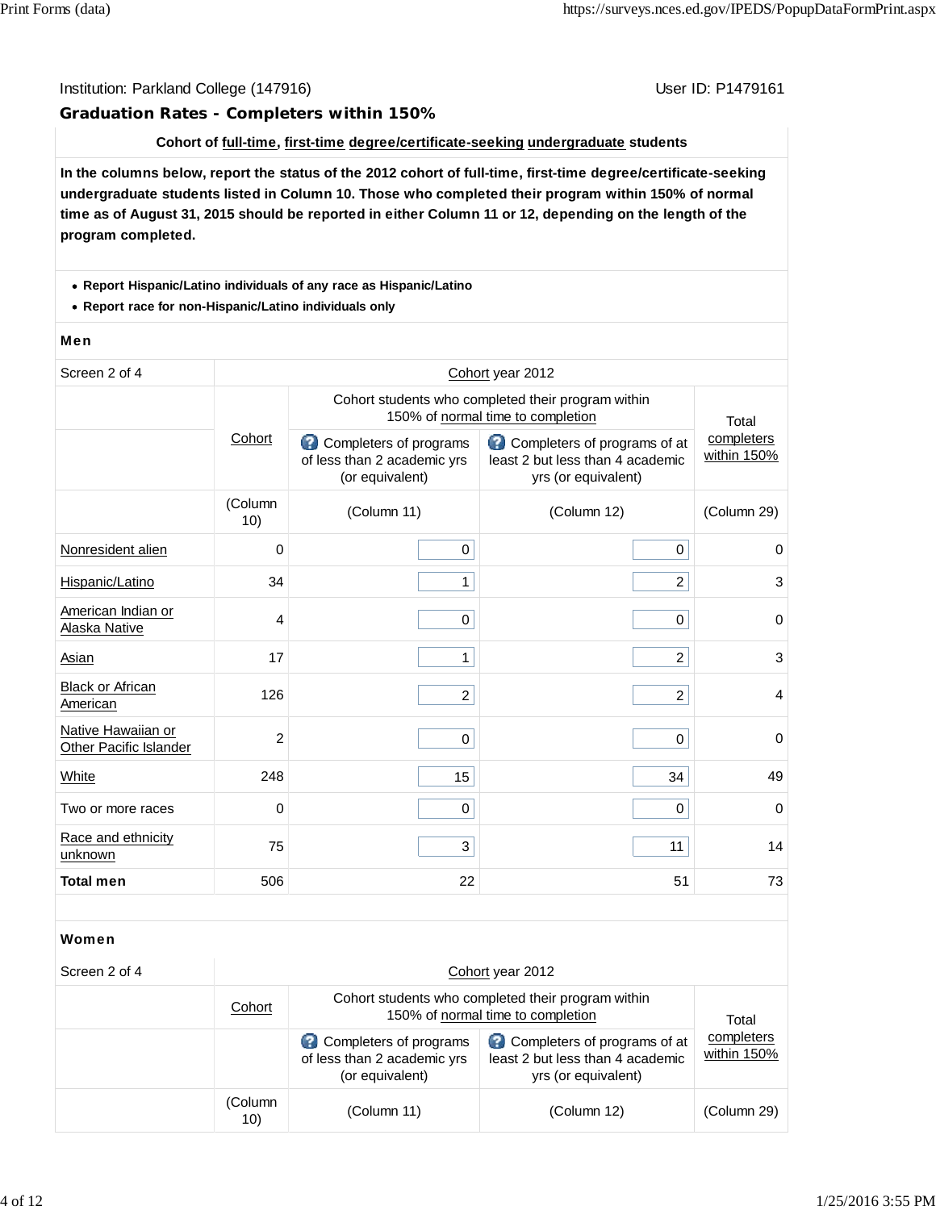Institution: Parkland College (147916)

User ID: P1479161

## Graduation Rates - Completers within 150%

**Cohort of full-time, first-time degree/certificate-seeking undergraduate students**

**In the columns below, report the status of the 2012 cohort of full-time, first-time degree/certificate-seeking undergraduate students listed in Column 10. Those who completed their program within 150% of normal time as of August 31, 2015 should be reported in either Column 11 or 12, depending on the length of the program completed.**

- **Report Hispanic/Latino individuals of any race as Hispanic/Latino**
- **Report race for non-Hispanic/Latino individuals only**

**Men**

| Screen 2 of 4 | Cohort year 2012 | | | |
|---|---|---|---|---|
| | Cohort | Cohort students who completed their program within 150% of normal time to completion | | Total completers within 150% |
| | | Completers of programs of less than 2 academic yrs (or equivalent) | Completers of programs of at least 2 but less than 4 academic yrs (or equivalent) | |
| | (Column 10) | (Column 11) | (Column 12) | (Column 29) |
| Nonresident alien | 0 | 0 | 0 | 0 |
| Hispanic/Latino | 34 | 1 | 2 | 3 |
| American Indian or Alaska Native | 4 | 0 | 0 | 0 |
| Asian | 17 | 1 | 2 | 3 |
| Black or African American | 126 | 2 | 2 | 4 |
| Native Hawaiian or Other Pacific Islander | 2 | 0 | 0 | 0 |
| White | 248 | 15 | 34 | 49 |
| Two or more races | 0 | 0 | 0 | 0 |
| Race and ethnicity unknown | 75 | 3 | 11 | 14 |
| **Total men** | 506 | 22 | 51 | 73 |

**Women**

| Screen 2 of 4 | Cohort year 2012 | | | |
|---|---|---|---|---|
| | Cohort | Cohort students who completed their program within 150% of normal time to completion | | Total completers within 150% |
| | | Completers of programs of less than 2 academic yrs (or equivalent) | Completers of programs of at least 2 but less than 4 academic yrs (or equivalent) | |
| | (Column 10) | (Column 11) | (Column 12) | (Column 29) |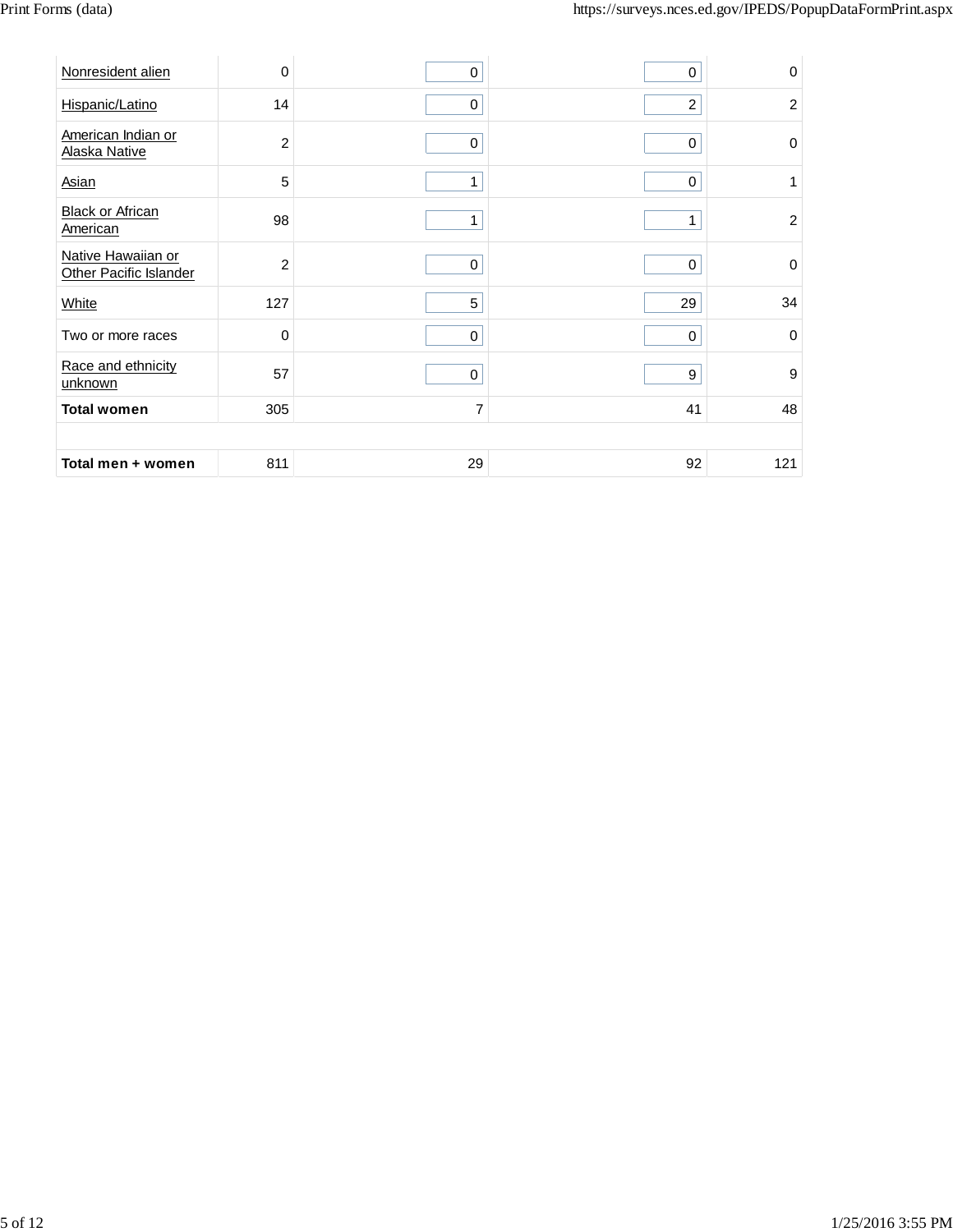| | | | | |
|---|---|---|---|---|
| Nonresident alien | 0 | 0 | 0 | 0 |
| Hispanic/Latino | 14 | 0 | 2 | 2 |
| American Indian or Alaska Native | 2 | 0 | 0 | 0 |
| Asian | 5 | 1 | 0 | 1 |
| Black or African American | 98 | 1 | 1 | 2 |
| Native Hawaiian or Other Pacific Islander | 2 | 0 | 0 | 0 |
| White | 127 | 5 | 29 | 34 |
| Two or more races | 0 | 0 | 0 | 0 |
| Race and ethnicity unknown | 57 | 0 | 9 | 9 |
| **Total women** | 305 | 7 | 41 | 48 |
| | | | | |
| **Total men + women** | 811 | 29 | 92 | 121 |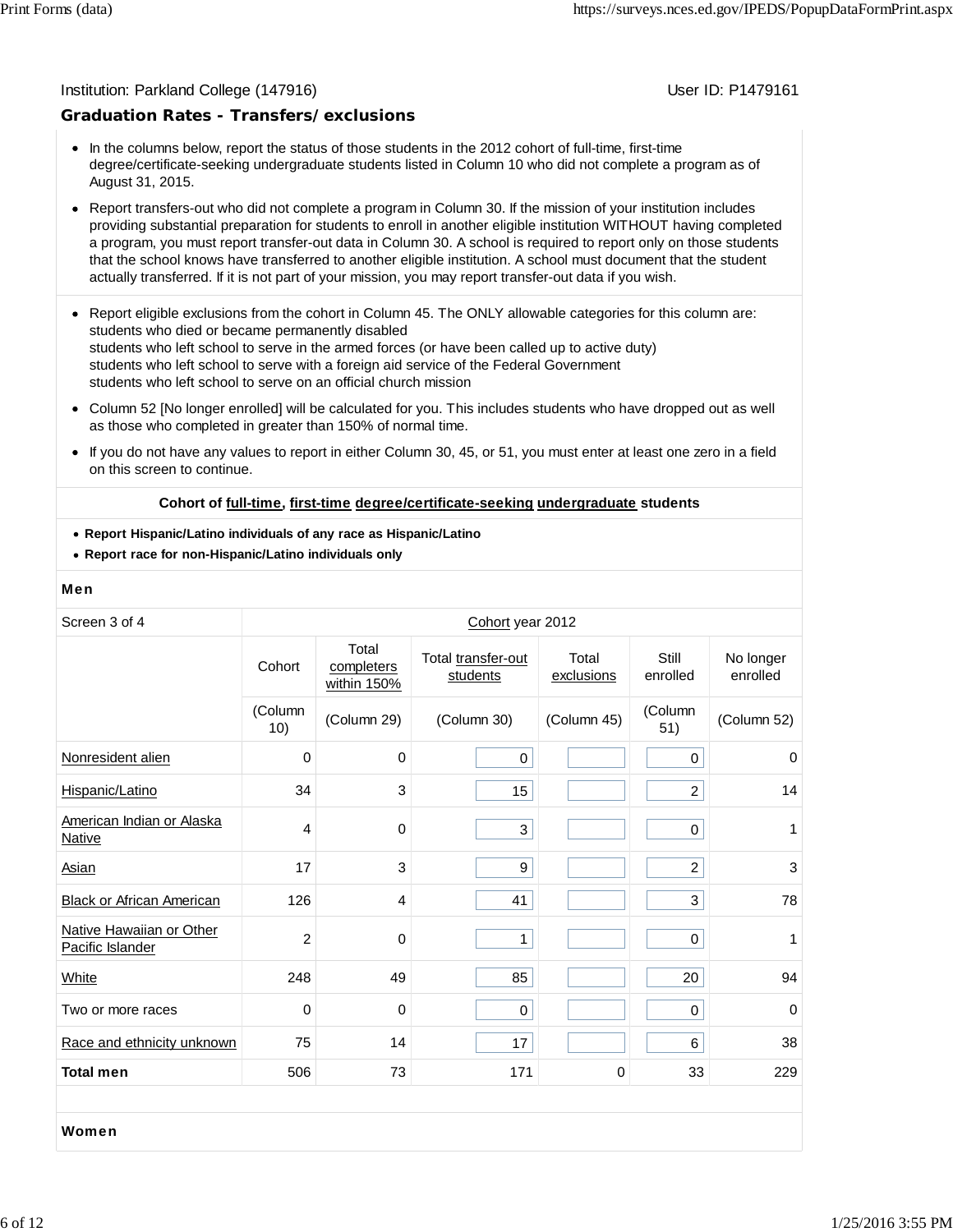Institution: Parkland College (147916)

User ID: P1479161

## Graduation Rates - Transfers/exclusions

- In the columns below, report the status of those students in the 2012 cohort of full-time, first-time degree/certificate-seeking undergraduate students listed in Column 10 who did not complete a program as of August 31, 2015.
- Report transfers-out who did not complete a program in Column 30. If the mission of your institution includes providing substantial preparation for students to enroll in another eligible institution WITHOUT having completed a program, you must report transfer-out data in Column 30. A school is required to report only on those students that the school knows have transferred to another eligible institution. A school must document that the student actually transferred. If it is not part of your mission, you may report transfer-out data if you wish.

- Report eligible exclusions from the cohort in Column 45. The ONLY allowable categories for this column are:
  students who died or became permanently disabled
  students who left school to serve in the armed forces (or have been called up to active duty)
  students who left school to serve with a foreign aid service of the Federal Government
  students who left school to serve on an official church mission
- Column 52 [No longer enrolled] will be calculated for you. This includes students who have dropped out as well as those who completed in greater than 150% of normal time.
- If you do not have any values to report in either Column 30, 45, or 51, you must enter at least one zero in a field on this screen to continue.

**Cohort of full-time, first-time degree/certificate-seeking undergraduate students**

- **Report Hispanic/Latino individuals of any race as Hispanic/Latino**
- **Report race for non-Hispanic/Latino individuals only**

**Men**

| Screen 3 of 4 | Cohort year 2012 | | | | | |
|---|---|---|---|---|---|---|
| | Cohort | Total completers within 150% | Total transfer-out students | Total exclusions | Still enrolled | No longer enrolled |
| | (Column 10) | (Column 29) | (Column 30) | (Column 45) | (Column 51) | (Column 52) |
| Nonresident alien | 0 | 0 | 0 | | 0 | 0 |
| Hispanic/Latino | 34 | 3 | 15 | | 2 | 14 |
| American Indian or Alaska Native | 4 | 0 | 3 | | 0 | 1 |
| Asian | 17 | 3 | 9 | | 2 | 3 |
| Black or African American | 126 | 4 | 41 | | 3 | 78 |
| Native Hawaiian or Other Pacific Islander | 2 | 0 | 1 | | 0 | 1 |
| White | 248 | 49 | 85 | | 20 | 94 |
| Two or more races | 0 | 0 | 0 | | 0 | 0 |
| Race and ethnicity unknown | 75 | 14 | 17 | | 6 | 38 |
| **Total men** | 506 | 73 | 171 | 0 | 33 | 229 |

**Women**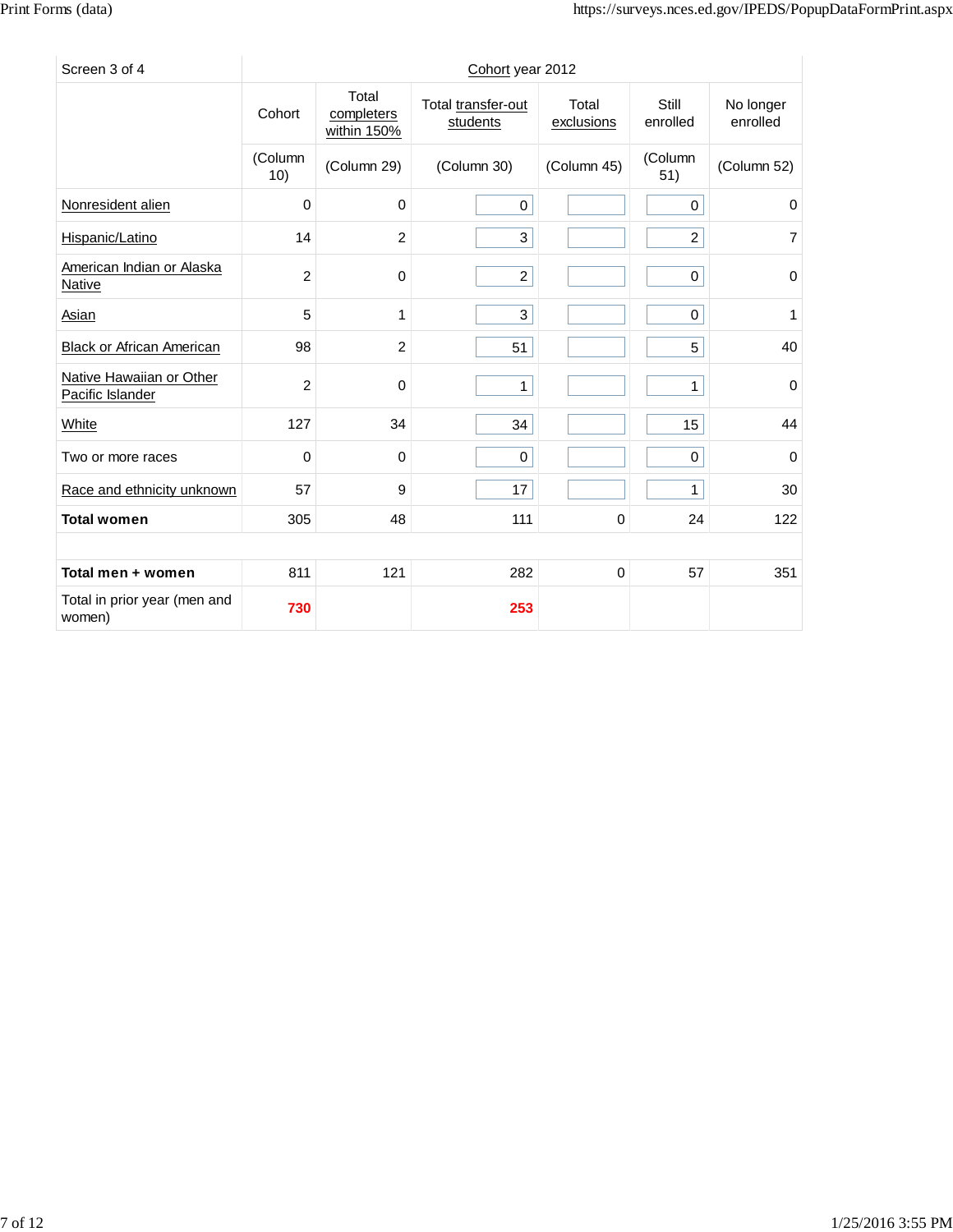| Screen 3 of 4 | Cohort year 2012 | | | | | |
|---|---|---|---|---|---|---|
| | Cohort | Total completers within 150% | Total transfer-out students | Total exclusions | Still enrolled | No longer enrolled |
| | (Column 10) | (Column 29) | (Column 30) | (Column 45) | (Column 51) | (Column 52) |
| Nonresident alien | 0 | 0 | 0 | | 0 | 0 |
| Hispanic/Latino | 14 | 2 | 3 | | 2 | 7 |
| American Indian or Alaska Native | 2 | 0 | 2 | | 0 | 0 |
| Asian | 5 | 1 | 3 | | 0 | 1 |
| Black or African American | 98 | 2 | 51 | | 5 | 40 |
| Native Hawaiian or Other Pacific Islander | 2 | 0 | 1 | | 1 | 0 |
| White | 127 | 34 | 34 | | 15 | 44 |
| Two or more races | 0 | 0 | 0 | | 0 | 0 |
| Race and ethnicity unknown | 57 | 9 | 17 | | 1 | 30 |
| **Total women** | 305 | 48 | 111 | 0 | 24 | 122 |
| | | | | | | |
| **Total men + women** | 811 | 121 | 282 | 0 | 57 | 351 |
| Total in prior year (men and women) | **730** | | **253** | | | |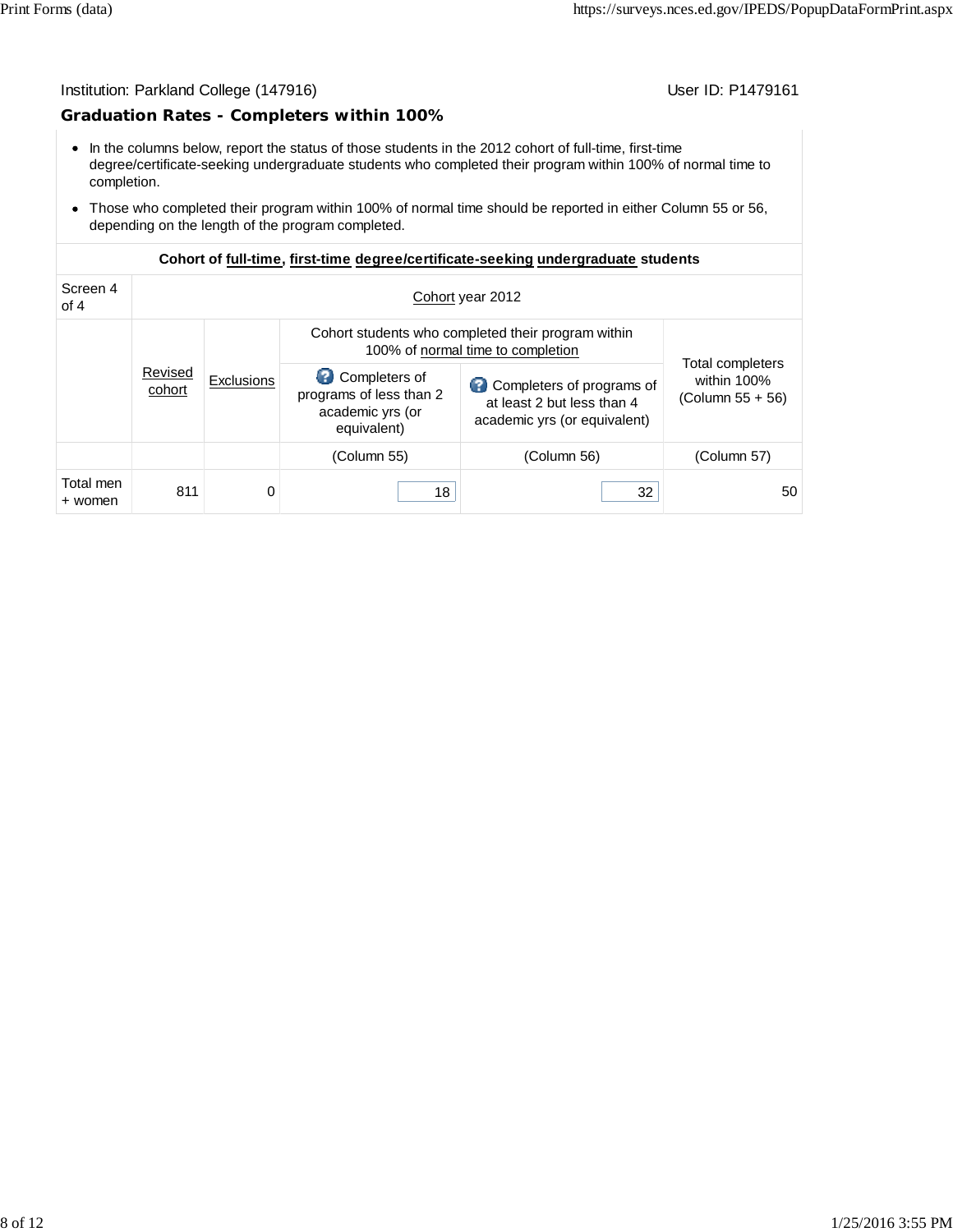Institution: Parkland College (147916) User ID: P1479161

## Graduation Rates - Completers within 100%

- In the columns below, report the status of those students in the 2012 cohort of full-time, first-time degree/certificate-seeking undergraduate students who completed their program within 100% of normal time to completion.
- Those who completed their program within 100% of normal time should be reported in either Column 55 or 56, depending on the length of the program completed.

| Cohort of full-time, first-time degree/certificate-seeking undergraduate students | | | | | |
|---|---|---|---|---|---|
| Screen 4 of 4 | Cohort year 2012 | | | | |
| | Revised cohort | Exclusions | Cohort students who completed their program within 100% of normal time to completion | | Total completers within 100% (Column 55 + 56) |
| | | | Completers of programs of less than 2 academic yrs (or equivalent) | Completers of programs of at least 2 but less than 4 academic yrs (or equivalent) | |
| | | | (Column 55) | (Column 56) | (Column 57) |
| Total men + women | 811 | 0 | 18 | 32 | 50 |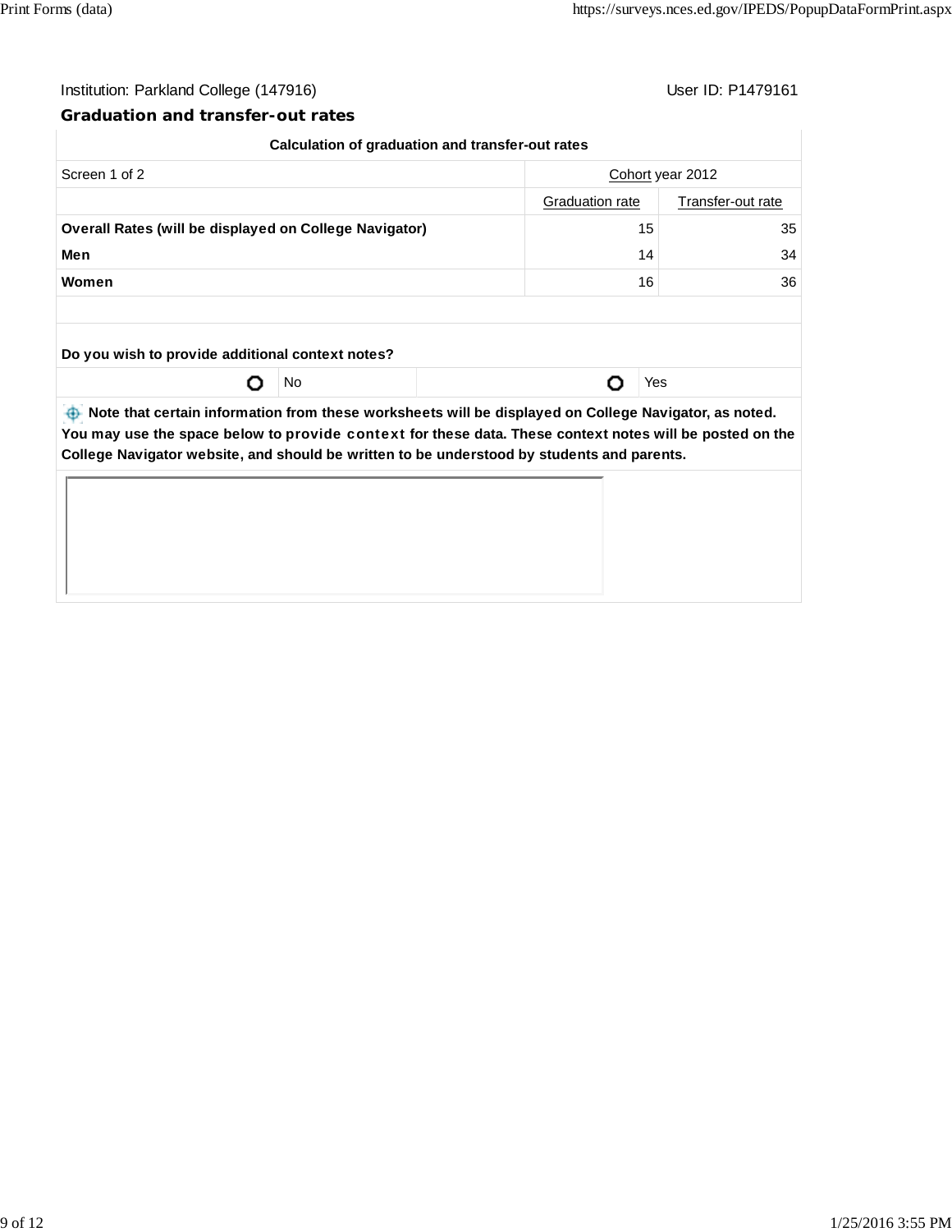Institution: Parkland College (147916)

User ID: P1479161

## Graduation and transfer-out rates

| Calculation of graduation and transfer-out rates | | |
|---|---|---|
| Screen 1 of 2 | Cohort year 2012 | |
| | Graduation rate | Transfer-out rate |
| **Overall Rates (will be displayed on College Navigator)** | 15 | 35 |
| **Men** | 14 | 34 |
| **Women** | 16 | 36 |

**Do you wish to provide additional context notes?**

| | No | | Yes |
|---|---|---|---|

**Note that certain information from these worksheets will be displayed on College Navigator, as noted. You may use the space below to provide context for these data. These context notes will be posted on the College Navigator website, and should be written to be understood by students and parents.**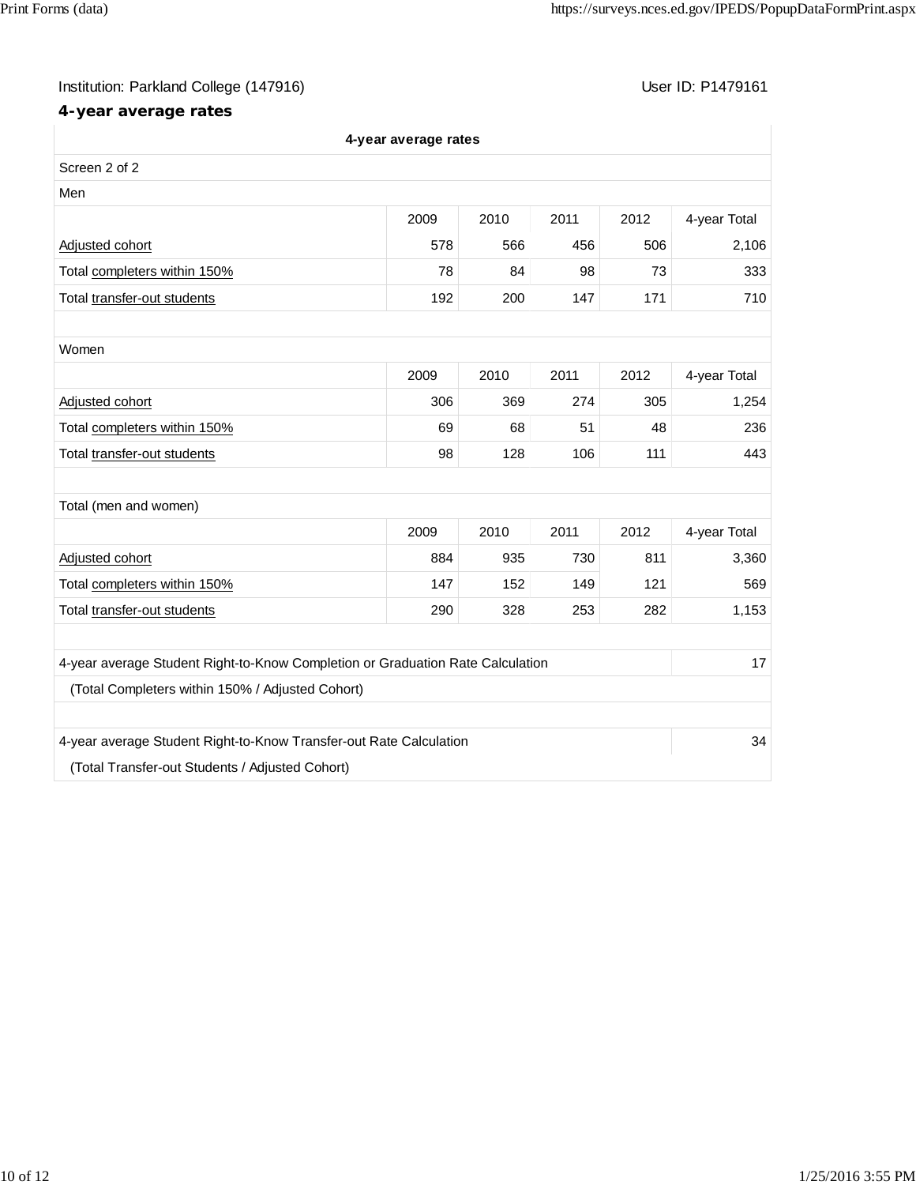Institution: Parkland College (147916) User ID: P1479161

## 4-year average rates

**4-year average rates**

Screen 2 of 2

Men

| | 2009 | 2010 | 2011 | 2012 | 4-year Total |
|---|---|---|---|---|---|
| Adjusted cohort | 578 | 566 | 456 | 506 | 2,106 |
| Total completers within 150% | 78 | 84 | 98 | 73 | 333 |
| Total transfer-out students | 192 | 200 | 147 | 171 | 710 |

Women

| | 2009 | 2010 | 2011 | 2012 | 4-year Total |
|---|---|---|---|---|---|
| Adjusted cohort | 306 | 369 | 274 | 305 | 1,254 |
| Total completers within 150% | 69 | 68 | 51 | 48 | 236 |
| Total transfer-out students | 98 | 128 | 106 | 111 | 443 |

Total (men and women)

| | 2009 | 2010 | 2011 | 2012 | 4-year Total |
|---|---|---|---|---|---|
| Adjusted cohort | 884 | 935 | 730 | 811 | 3,360 |
| Total completers within 150% | 147 | 152 | 149 | 121 | 569 |
| Total transfer-out students | 290 | 328 | 253 | 282 | 1,153 |

| | |
|---|---|
| 4-year average Student Right-to-Know Completion or Graduation Rate Calculation | 17 |
| (Total Completers within 150% / Adjusted Cohort) | |
| 4-year average Student Right-to-Know Transfer-out Rate Calculation | 34 |
| (Total Transfer-out Students / Adjusted Cohort) | |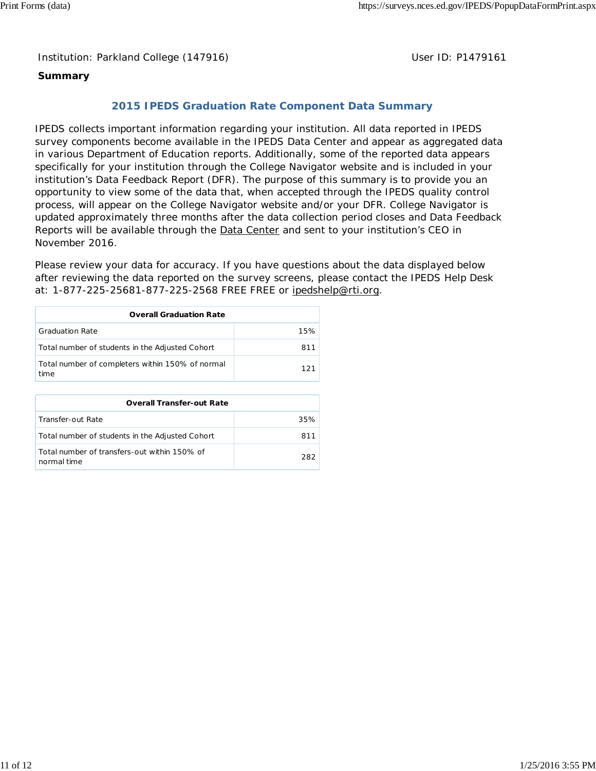Institution: Parkland College (147916) User ID: P1479161

**Summary**

## 2015 IPEDS Graduation Rate Component Data Summary

IPEDS collects important information regarding your institution. All data reported in IPEDS survey components become available in the IPEDS Data Center and appear as aggregated data in various Department of Education reports. Additionally, some of the reported data appears specifically for your institution through the College Navigator website and is included in your institution's Data Feedback Report (DFR). The purpose of this summary is to provide you an opportunity to view some of the data that, when accepted through the IPEDS quality control process, will appear on the College Navigator website and/or your DFR. College Navigator is updated approximately three months after the data collection period closes and Data Feedback Reports will be available through the Data Center and sent to your institution's CEO in November 2016.

Please review your data for accuracy. If you have questions about the data displayed below after reviewing the data reported on the survey screens, please contact the IPEDS Help Desk at: 1-877-225-25681-877-225-2568 FREE FREE or ipedshelp@rti.org.

| Overall Graduation Rate | |
|---|---|
| Graduation Rate | 15% |
| Total number of students in the Adjusted Cohort | 811 |
| Total number of completers within 150% of normal time | 121 |

| Overall Transfer-out Rate | |
|---|---|
| Transfer-out Rate | 35% |
| Total number of students in the Adjusted Cohort | 811 |
| Total number of transfers-out within 150% of normal time | 282 |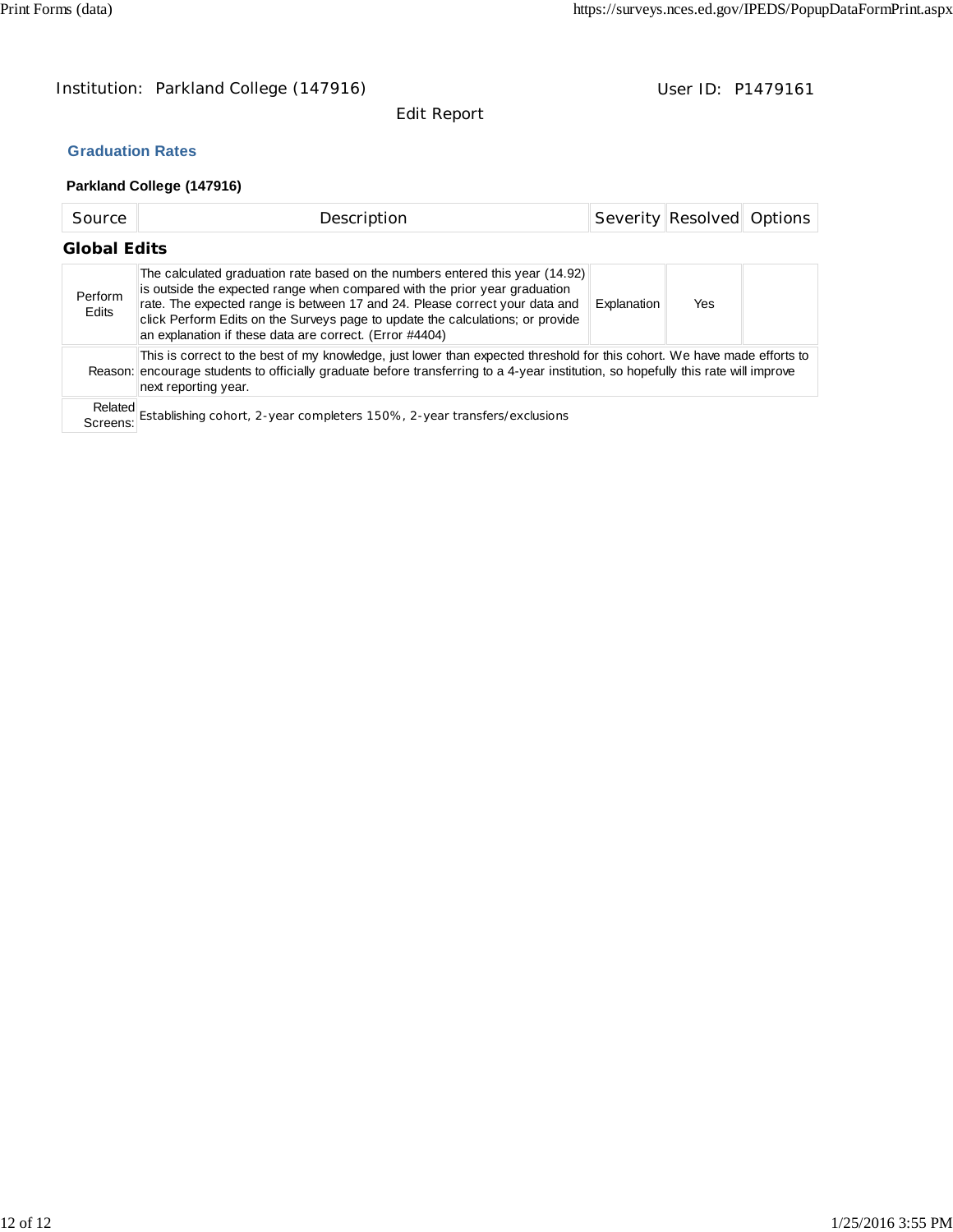Institution: Parkland College (147916)

User ID: P1479161

Edit Report

## Graduation Rates

**Parkland College (147916)**

| Source | Description | Severity | Resolved | Options |
|---|---|---|---|---|
| **Global Edits** | | | | |
| Perform Edits | The calculated graduation rate based on the numbers entered this year (14.92) is outside the expected range when compared with the prior year graduation rate. The expected range is between 17 and 24. Please correct your data and click Perform Edits on the Surveys page to update the calculations; or provide an explanation if these data are correct. (Error #4404) | Explanation | Yes | |
| Reason: | This is correct to the best of my knowledge, just lower than expected threshold for this cohort. We have made efforts to encourage students to officially graduate before transferring to a 4-year institution, so hopefully this rate will improve next reporting year. | | | |
| Related Screens: | Establishing cohort, 2-year completers 150%, 2-year transfers/exclusions | | | |